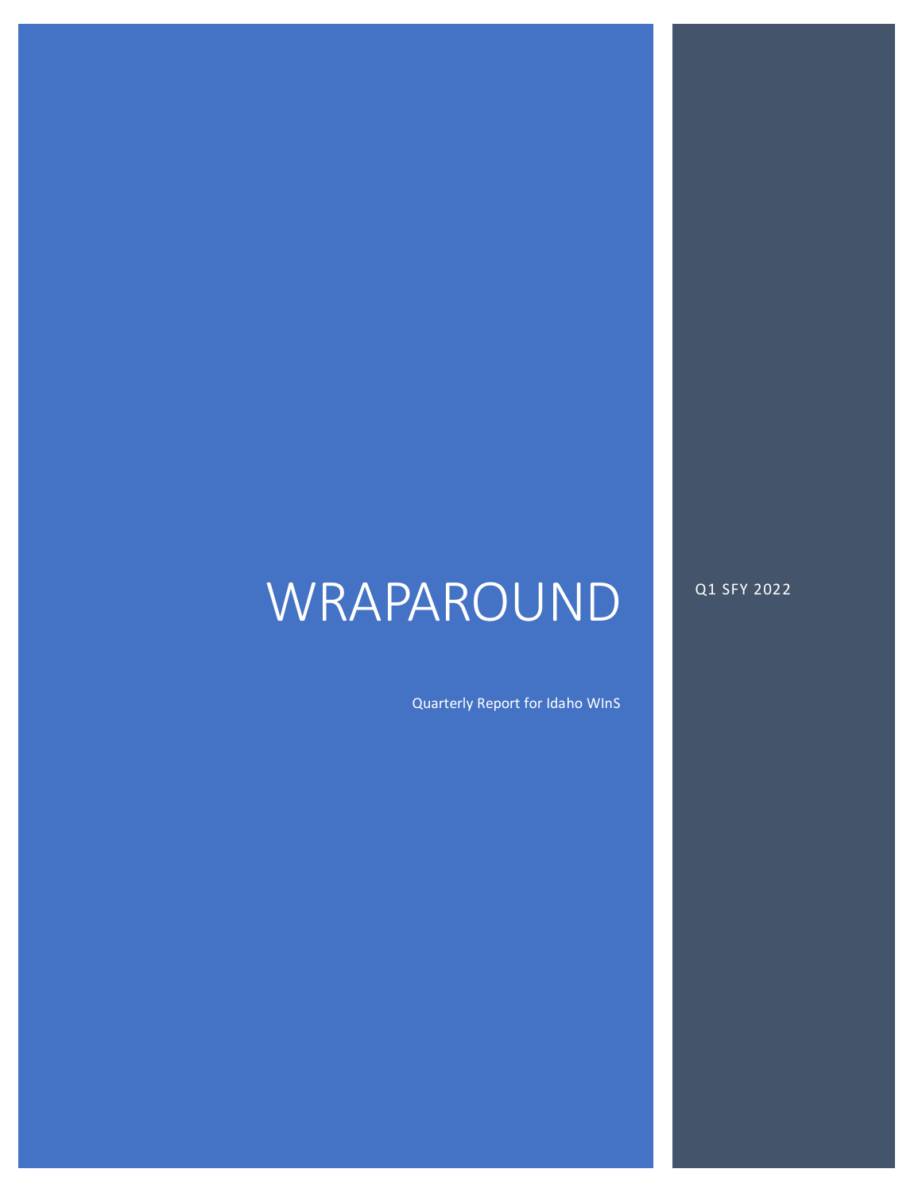# WRAPAROUND

Quarterly Report for Idaho WInS

Q1 SFY 2022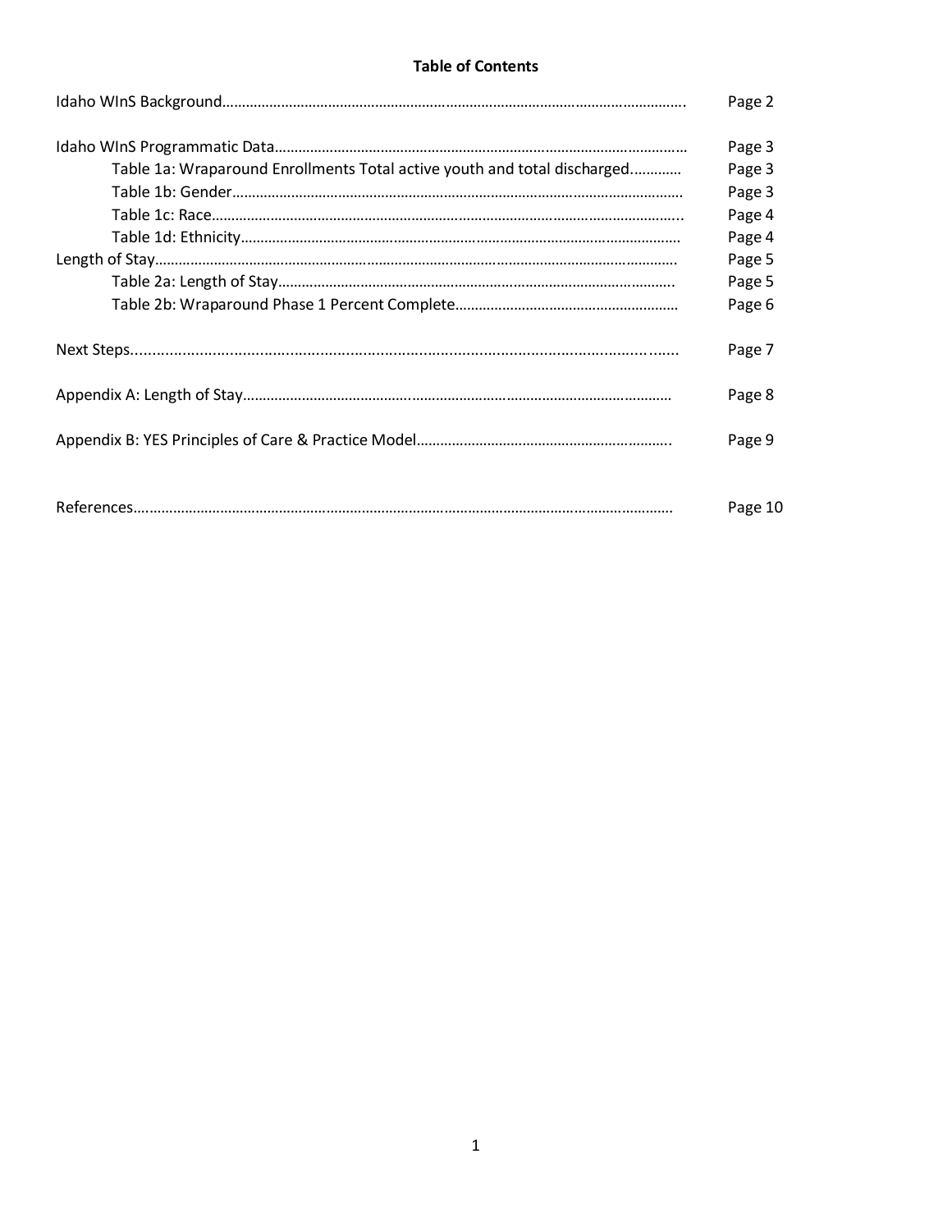**Table of Contents**

| | |
|---|---|
| Idaho WInS Background | Page 2 |
| Idaho WInS Programmatic Data | Page 3 |
| Table 1a: Wraparound Enrollments Total active youth and total discharged | Page 3 |
| Table 1b: Gender | Page 3 |
| Table 1c: Race | Page 4 |
| Table 1d: Ethnicity | Page 4 |
| Length of Stay | Page 5 |
| Table 2a: Length of Stay | Page 5 |
| Table 2b: Wraparound Phase 1 Percent Complete | Page 6 |
| Next Steps | Page 7 |
| Appendix A: Length of Stay | Page 8 |
| Appendix B: YES Principles of Care & Practice Model | Page 9 |
| References | Page 10 |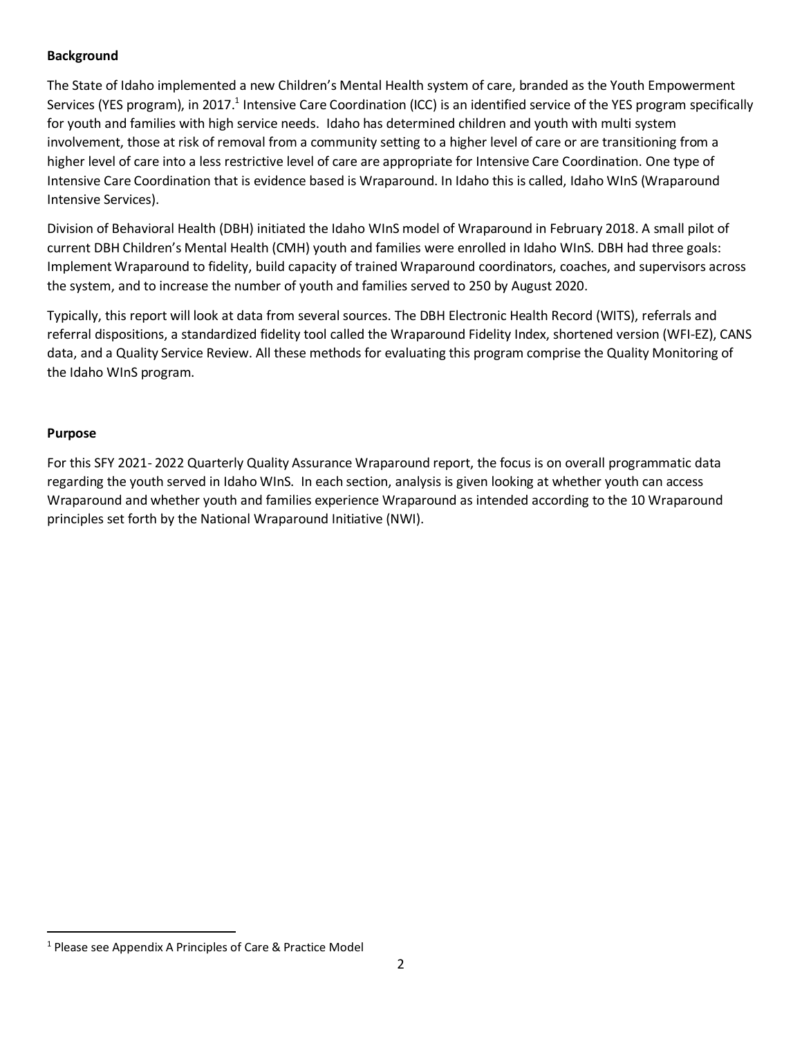**Background**

The State of Idaho implemented a new Children's Mental Health system of care, branded as the Youth Empowerment Services (YES program), in 2017.[1] Intensive Care Coordination (ICC) is an identified service of the YES program specifically for youth and families with high service needs. Idaho has determined children and youth with multi system involvement, those at risk of removal from a community setting to a higher level of care or are transitioning from a higher level of care into a less restrictive level of care are appropriate for Intensive Care Coordination. One type of Intensive Care Coordination that is evidence based is Wraparound. In Idaho this is called, Idaho WInS (Wraparound Intensive Services).

Division of Behavioral Health (DBH) initiated the Idaho WInS model of Wraparound in February 2018. A small pilot of current DBH Children's Mental Health (CMH) youth and families were enrolled in Idaho WInS. DBH had three goals: Implement Wraparound to fidelity, build capacity of trained Wraparound coordinators, coaches, and supervisors across the system, and to increase the number of youth and families served to 250 by August 2020.

Typically, this report will look at data from several sources. The DBH Electronic Health Record (WITS), referrals and referral dispositions, a standardized fidelity tool called the Wraparound Fidelity Index, shortened version (WFI-EZ), CANS data, and a Quality Service Review. All these methods for evaluating this program comprise the Quality Monitoring of the Idaho WInS program.

**Purpose**

For this SFY 2021- 2022 Quarterly Quality Assurance Wraparound report, the focus is on overall programmatic data regarding the youth served in Idaho WInS. In each section, analysis is given looking at whether youth can access Wraparound and whether youth and families experience Wraparound as intended according to the 10 Wraparound principles set forth by the National Wraparound Initiative (NWI).

---

[1] Please see Appendix A Principles of Care & Practice Model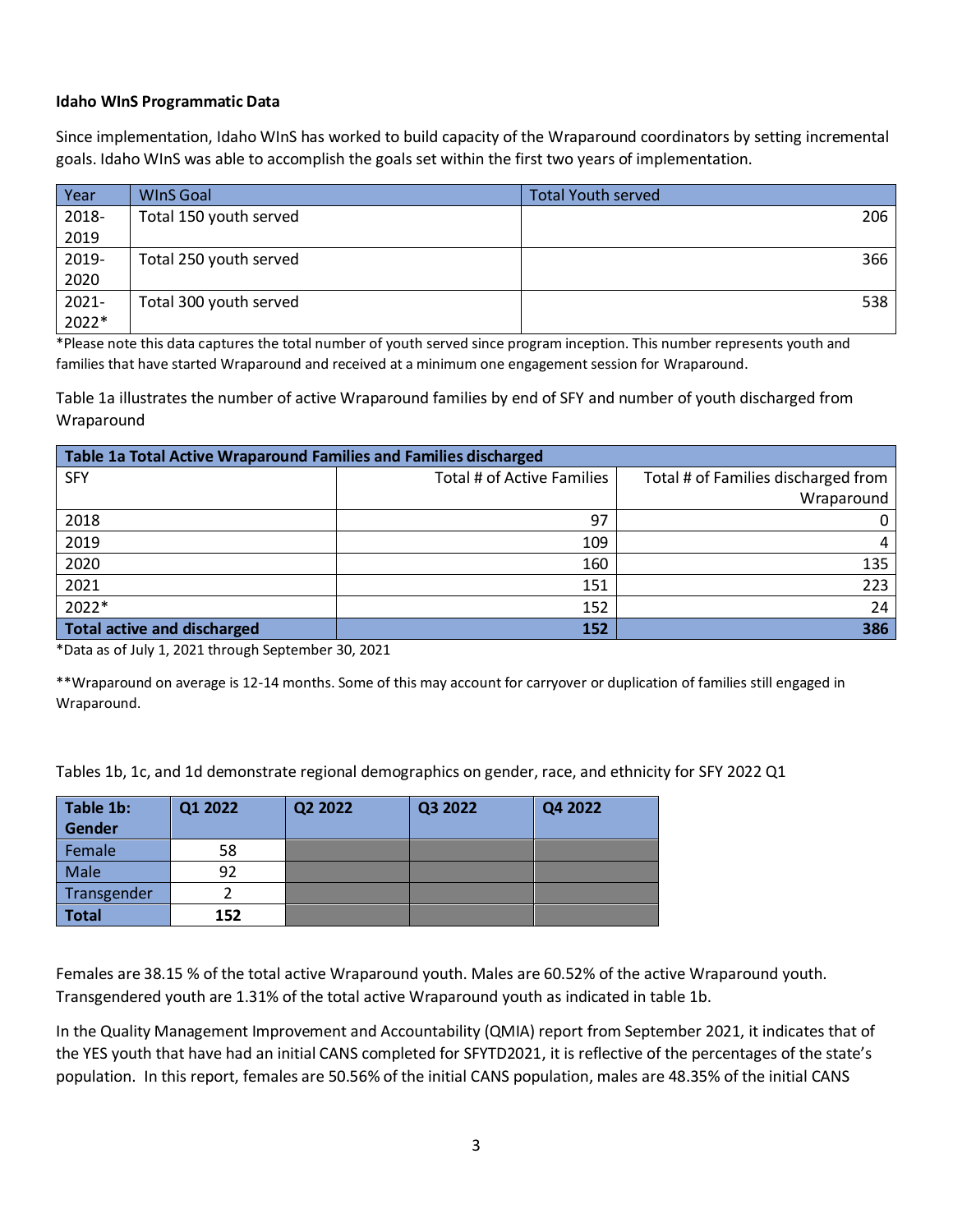**Idaho WInS Programmatic Data**

Since implementation, Idaho WInS has worked to build capacity of the Wraparound coordinators by setting incremental goals. Idaho WInS was able to accomplish the goals set within the first two years of implementation.

| Year | WInS Goal | Total Youth served |
|---|---|---|
| 2018-2019 | Total 150 youth served | 206 |
| 2019-2020 | Total 250 youth served | 366 |
| 2021-2022* | Total 300 youth served | 538 |

*Please note this data captures the total number of youth served since program inception. This number represents youth and families that have started Wraparound and received at a minimum one engagement session for Wraparound.

Table 1a illustrates the number of active Wraparound families by end of SFY and number of youth discharged from Wraparound

| Table 1a Total Active Wraparound Families and Families discharged | | |
|---|---|---|
| SFY | Total # of Active Families | Total # of Families discharged from Wraparound |
| 2018 | 97 | 0 |
| 2019 | 109 | 4 |
| 2020 | 160 | 135 |
| 2021 | 151 | 223 |
| 2022* | 152 | 24 |
| **Total active and discharged** | **152** | **386** |

*Data as of July 1, 2021 through September 30, 2021

**Wraparound on average is 12-14 months. Some of this may account for carryover or duplication of families still engaged in Wraparound.

Tables 1b, 1c, and 1d demonstrate regional demographics on gender, race, and ethnicity for SFY 2022 Q1

| Table 1b: Gender | Q1 2022 | Q2 2022 | Q3 2022 | Q4 2022 |
|---|---|---|---|---|
| Female | 58 | | | |
| Male | 92 | | | |
| Transgender | 2 | | | |
| **Total** | **152** | | | |

Females are 38.15 % of the total active Wraparound youth. Males are 60.52% of the active Wraparound youth. Transgendered youth are 1.31% of the total active Wraparound youth as indicated in table 1b.

In the Quality Management Improvement and Accountability (QMIA) report from September 2021, it indicates that of the YES youth that have had an initial CANS completed for SFYTD2021, it is reflective of the percentages of the state's population. In this report, females are 50.56% of the initial CANS population, males are 48.35% of the initial CANS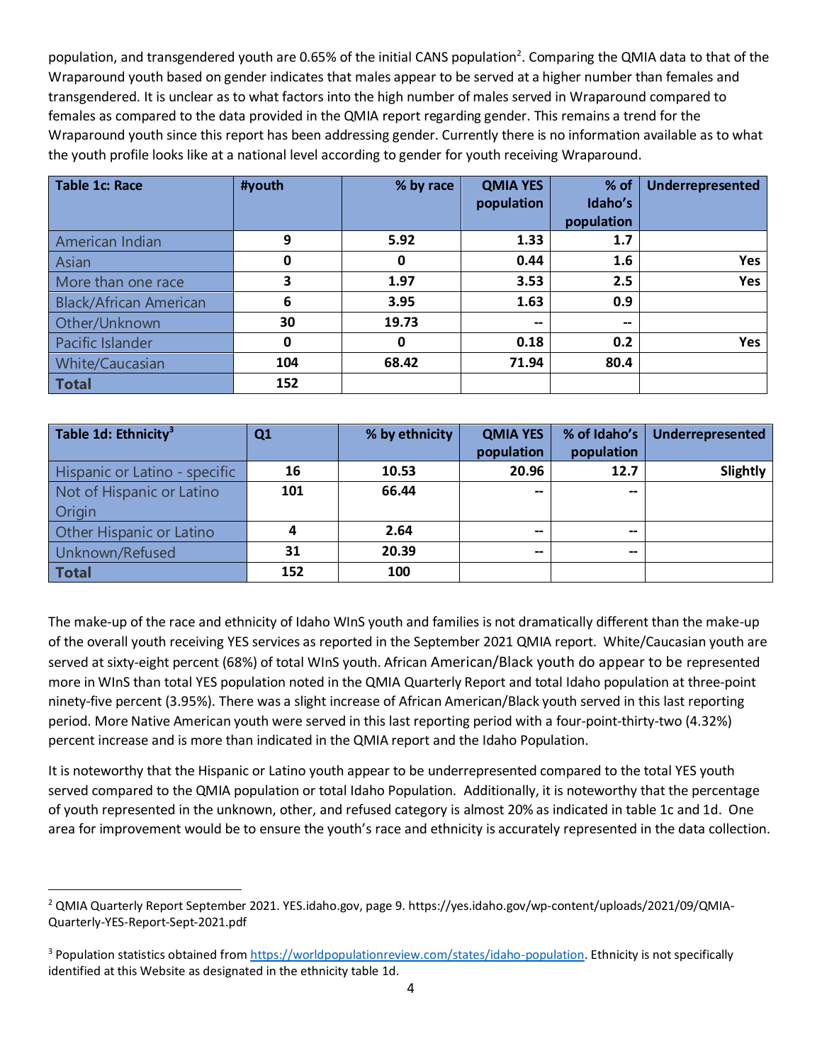population, and transgendered youth are 0.65% of the initial CANS population[2]. Comparing the QMIA data to that of the Wraparound youth based on gender indicates that males appear to be served at a higher number than females and transgendered. It is unclear as to what factors into the high number of males served in Wraparound compared to females as compared to the data provided in the QMIA report regarding gender. This remains a trend for the Wraparound youth since this report has been addressing gender. Currently there is no information available as to what the youth profile looks like at a national level according to gender for youth receiving Wraparound.

| Table 1c: Race | #youth | % by race | QMIA YES population | % of Idaho's population | Underrepresented |
|---|---|---|---|---|---|
| American Indian | 9 | 5.92 | 1.33 | 1.7 | |
| Asian | 0 | 0 | 0.44 | 1.6 | Yes |
| More than one race | 3 | 1.97 | 3.53 | 2.5 | Yes |
| Black/African American | 6 | 3.95 | 1.63 | 0.9 | |
| Other/Unknown | 30 | 19.73 | -- | -- | |
| Pacific Islander | 0 | 0 | 0.18 | 0.2 | Yes |
| White/Caucasian | 104 | 68.42 | 71.94 | 80.4 | |
| **Total** | 152 | | | | |

| Table 1d: Ethnicity[3] | Q1 | % by ethnicity | QMIA YES population | % of Idaho's population | Underrepresented |
|---|---|---|---|---|---|
| Hispanic or Latino - specific | 16 | 10.53 | 20.96 | 12.7 | Slightly |
| Not of Hispanic or Latino Origin | 101 | 66.44 | -- | -- | |
| Other Hispanic or Latino | 4 | 2.64 | -- | -- | |
| Unknown/Refused | 31 | 20.39 | -- | -- | |
| **Total** | 152 | 100 | | | |

The make-up of the race and ethnicity of Idaho WInS youth and families is not dramatically different than the make-up of the overall youth receiving YES services as reported in the September 2021 QMIA report. White/Caucasian youth are served at sixty-eight percent (68%) of total WInS youth. African American/Black youth do appear to be represented more in WInS than total YES population noted in the QMIA Quarterly Report and total Idaho population at three-point ninety-five percent (3.95%). There was a slight increase of African American/Black youth served in this last reporting period. More Native American youth were served in this last reporting period with a four-point-thirty-two (4.32%) percent increase and is more than indicated in the QMIA report and the Idaho Population.

It is noteworthy that the Hispanic or Latino youth appear to be underrepresented compared to the total YES youth served compared to the QMIA population or total Idaho Population. Additionally, it is noteworthy that the percentage of youth represented in the unknown, other, and refused category is almost 20% as indicated in table 1c and 1d. One area for improvement would be to ensure the youth's race and ethnicity is accurately represented in the data collection.

---

[2] QMIA Quarterly Report September 2021. YES.idaho.gov, page 9. https://yes.idaho.gov/wp-content/uploads/2021/09/QMIA-Quarterly-YES-Report-Sept-2021.pdf

[3] Population statistics obtained from https://worldpopulationreview.com/states/idaho-population. Ethnicity is not specifically identified at this Website as designated in the ethnicity table 1d.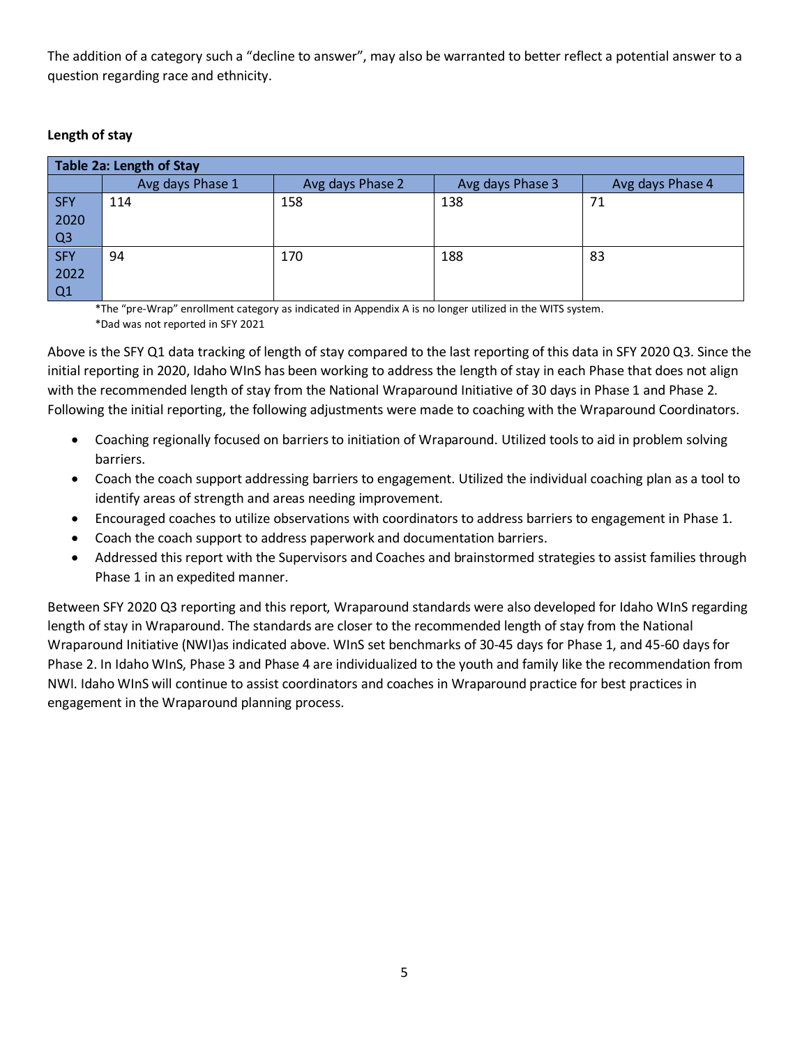The addition of a category such a "decline to answer", may also be warranted to better reflect a potential answer to a question regarding race and ethnicity.

**Length of stay**

| Table 2a: Length of Stay | | | | |
|---|---|---|---|---|
| | Avg days Phase 1 | Avg days Phase 2 | Avg days Phase 3 | Avg days Phase 4 |
| SFY 2020 Q3 | 114 | 158 | 138 | 71 |
| SFY 2022 Q1 | 94 | 170 | 188 | 83 |

*The "pre-Wrap" enrollment category as indicated in Appendix A is no longer utilized in the WITS system.
*Dad was not reported in SFY 2021

Above is the SFY Q1 data tracking of length of stay compared to the last reporting of this data in SFY 2020 Q3. Since the initial reporting in 2020, Idaho WInS has been working to address the length of stay in each Phase that does not align with the recommended length of stay from the National Wraparound Initiative of 30 days in Phase 1 and Phase 2. Following the initial reporting, the following adjustments were made to coaching with the Wraparound Coordinators.

- Coaching regionally focused on barriers to initiation of Wraparound. Utilized tools to aid in problem solving barriers.
- Coach the coach support addressing barriers to engagement. Utilized the individual coaching plan as a tool to identify areas of strength and areas needing improvement.
- Encouraged coaches to utilize observations with coordinators to address barriers to engagement in Phase 1.
- Coach the coach support to address paperwork and documentation barriers.
- Addressed this report with the Supervisors and Coaches and brainstormed strategies to assist families through Phase 1 in an expedited manner.

Between SFY 2020 Q3 reporting and this report, Wraparound standards were also developed for Idaho WInS regarding length of stay in Wraparound. The standards are closer to the recommended length of stay from the National Wraparound Initiative (NWI)as indicated above. WInS set benchmarks of 30-45 days for Phase 1, and 45-60 days for Phase 2. In Idaho WInS, Phase 3 and Phase 4 are individualized to the youth and family like the recommendation from NWI. Idaho WInS will continue to assist coordinators and coaches in Wraparound practice for best practices in engagement in the Wraparound planning process.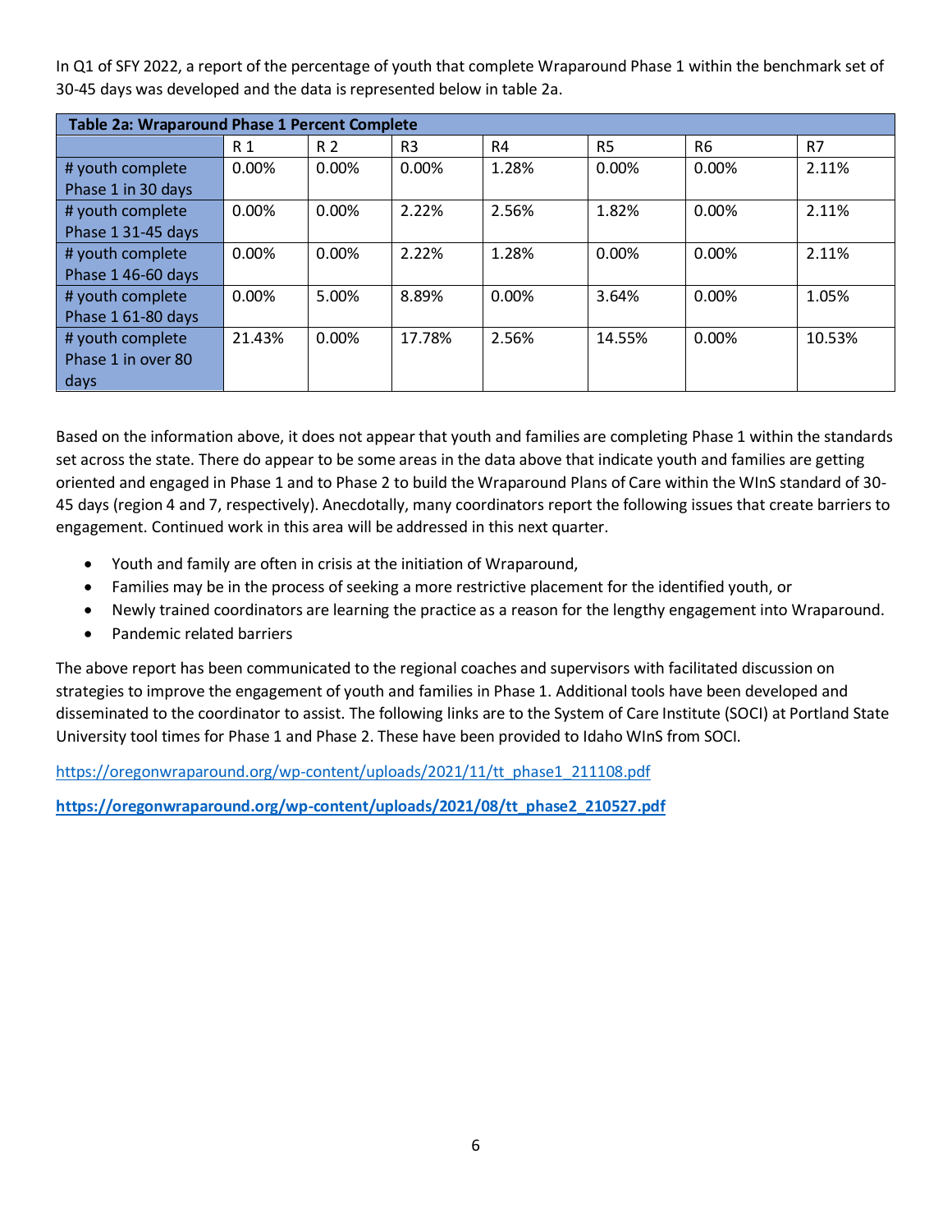In Q1 of SFY 2022, a report of the percentage of youth that complete Wraparound Phase 1 within the benchmark set of 30-45 days was developed and the data is represented below in table 2a.

| Table 2a: Wraparound Phase 1 Percent Complete | | | | | | | |
|---|---|---|---|---|---|---|---|
| | R 1 | R 2 | R3 | R4 | R5 | R6 | R7 |
| # youth complete Phase 1 in 30 days | 0.00% | 0.00% | 0.00% | 1.28% | 0.00% | 0.00% | 2.11% |
| # youth complete Phase 1 31-45 days | 0.00% | 0.00% | 2.22% | 2.56% | 1.82% | 0.00% | 2.11% |
| # youth complete Phase 1 46-60 days | 0.00% | 0.00% | 2.22% | 1.28% | 0.00% | 0.00% | 2.11% |
| # youth complete Phase 1 61-80 days | 0.00% | 5.00% | 8.89% | 0.00% | 3.64% | 0.00% | 1.05% |
| # youth complete Phase 1 in over 80 days | 21.43% | 0.00% | 17.78% | 2.56% | 14.55% | 0.00% | 10.53% |

Based on the information above, it does not appear that youth and families are completing Phase 1 within the standards set across the state. There do appear to be some areas in the data above that indicate youth and families are getting oriented and engaged in Phase 1 and to Phase 2 to build the Wraparound Plans of Care within the WInS standard of 30-45 days (region 4 and 7, respectively). Anecdotally, many coordinators report the following issues that create barriers to engagement. Continued work in this area will be addressed in this next quarter.

- Youth and family are often in crisis at the initiation of Wraparound,
- Families may be in the process of seeking a more restrictive placement for the identified youth, or
- Newly trained coordinators are learning the practice as a reason for the lengthy engagement into Wraparound.
- Pandemic related barriers

The above report has been communicated to the regional coaches and supervisors with facilitated discussion on strategies to improve the engagement of youth and families in Phase 1. Additional tools have been developed and disseminated to the coordinator to assist. The following links are to the System of Care Institute (SOCI) at Portland State University tool times for Phase 1 and Phase 2. These have been provided to Idaho WInS from SOCI.

https://oregonwraparound.org/wp-content/uploads/2021/11/tt_phase1_211108.pdf

**https://oregonwraparound.org/wp-content/uploads/2021/08/tt_phase2_210527.pdf**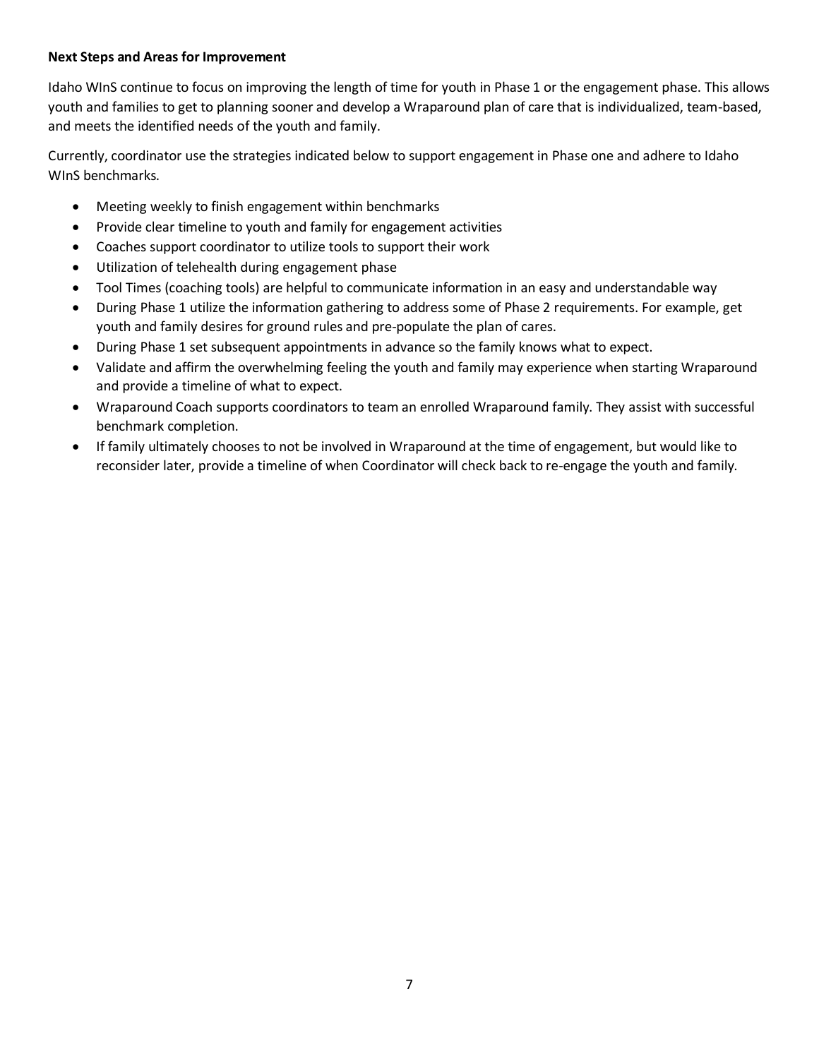**Next Steps and Areas for Improvement**

Idaho WInS continue to focus on improving the length of time for youth in Phase 1 or the engagement phase. This allows youth and families to get to planning sooner and develop a Wraparound plan of care that is individualized, team-based, and meets the identified needs of the youth and family.

Currently, coordinator use the strategies indicated below to support engagement in Phase one and adhere to Idaho WInS benchmarks.

- Meeting weekly to finish engagement within benchmarks
- Provide clear timeline to youth and family for engagement activities
- Coaches support coordinator to utilize tools to support their work
- Utilization of telehealth during engagement phase
- Tool Times (coaching tools) are helpful to communicate information in an easy and understandable way
- During Phase 1 utilize the information gathering to address some of Phase 2 requirements. For example, get youth and family desires for ground rules and pre-populate the plan of cares.
- During Phase 1 set subsequent appointments in advance so the family knows what to expect.
- Validate and affirm the overwhelming feeling the youth and family may experience when starting Wraparound and provide a timeline of what to expect.
- Wraparound Coach supports coordinators to team an enrolled Wraparound family. They assist with successful benchmark completion.
- If family ultimately chooses to not be involved in Wraparound at the time of engagement, but would like to reconsider later, provide a timeline of when Coordinator will check back to re-engage the youth and family.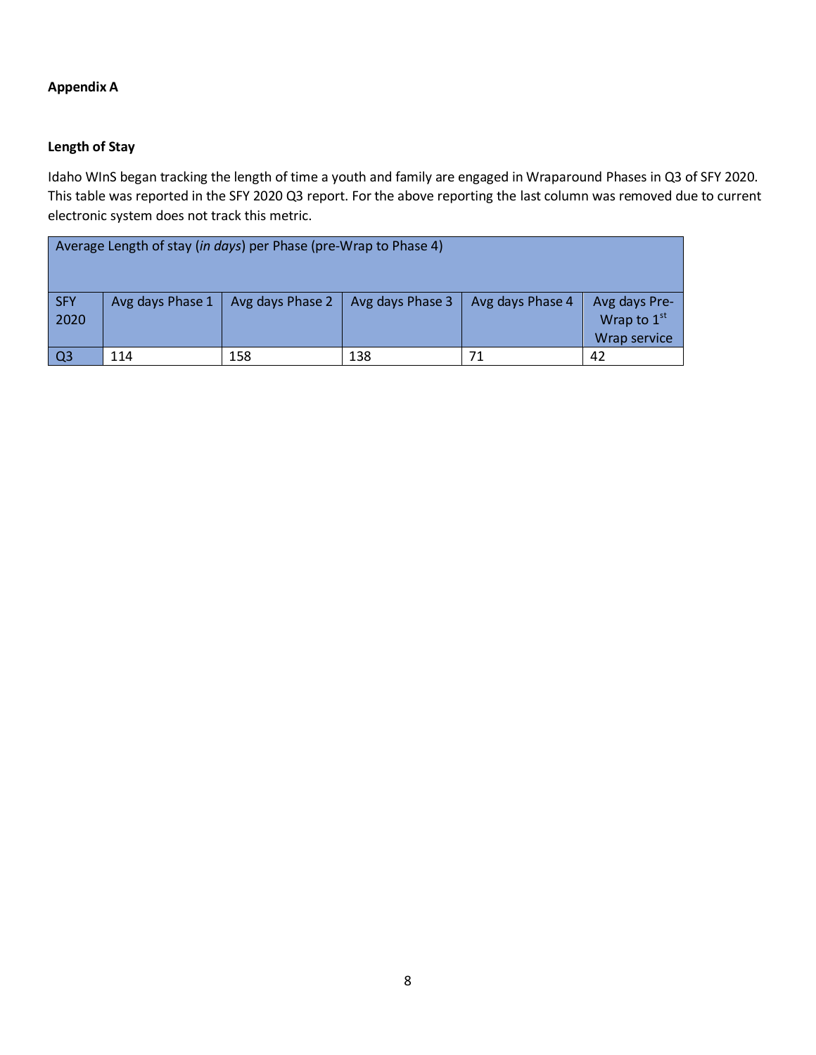**Appendix A**

**Length of Stay**

Idaho WInS began tracking the length of time a youth and family are engaged in Wraparound Phases in Q3 of SFY 2020. This table was reported in the SFY 2020 Q3 report. For the above reporting the last column was removed due to current electronic system does not track this metric.

| Average Length of stay (*in days*) per Phase (pre-Wrap to Phase 4) | | | | | |
|---|---|---|---|---|---|
| SFY 2020 | Avg days Phase 1 | Avg days Phase 2 | Avg days Phase 3 | Avg days Phase 4 | Avg days Pre-Wrap to 1st Wrap service |
| Q3 | 114 | 158 | 138 | 71 | 42 |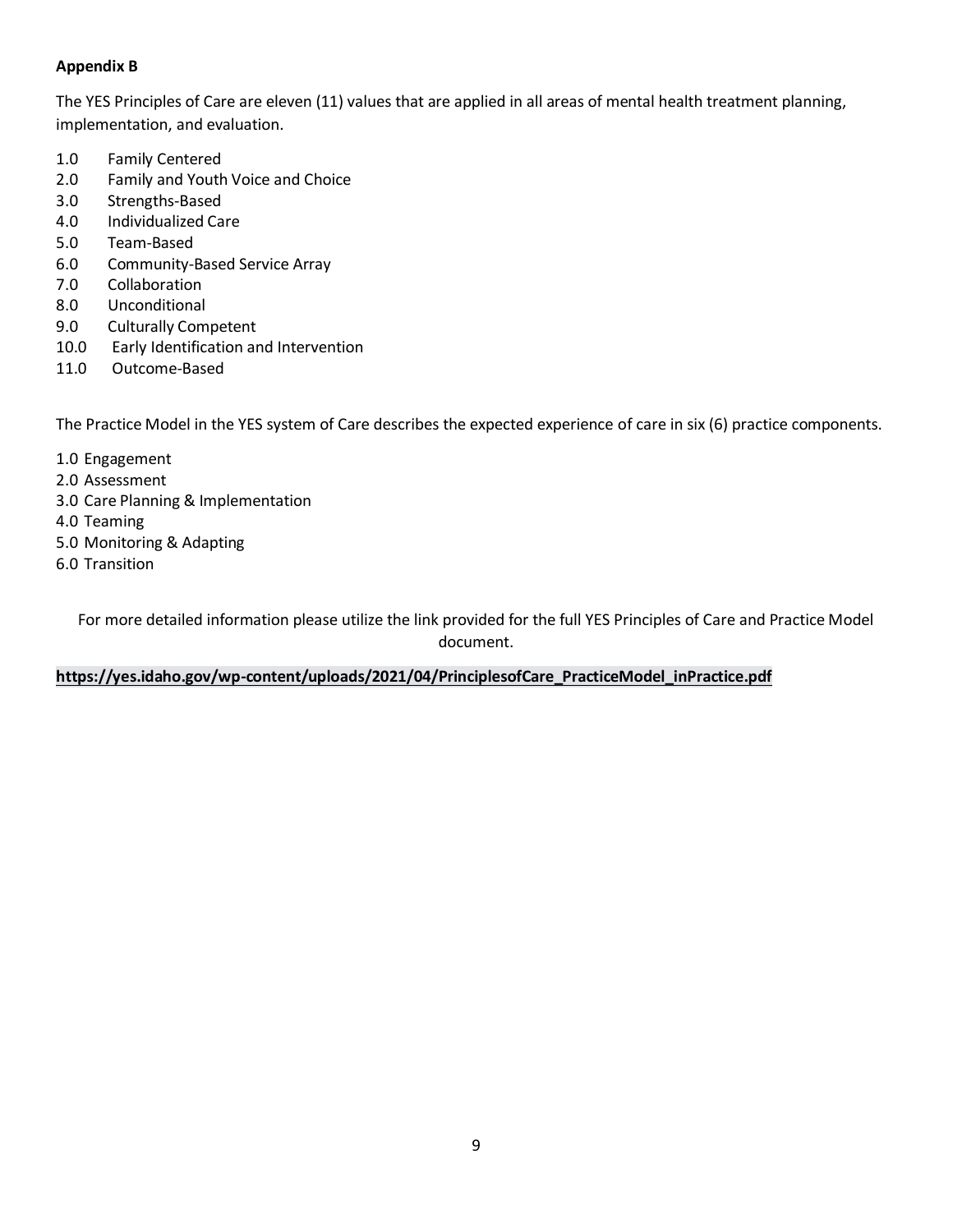**Appendix B**

The YES Principles of Care are eleven (11) values that are applied in all areas of mental health treatment planning, implementation, and evaluation.

1.0 Family Centered
2.0 Family and Youth Voice and Choice
3.0 Strengths-Based
4.0 Individualized Care
5.0 Team-Based
6.0 Community-Based Service Array
7.0 Collaboration
8.0 Unconditional
9.0 Culturally Competent
10.0 Early Identification and Intervention
11.0 Outcome-Based

The Practice Model in the YES system of Care describes the expected experience of care in six (6) practice components.

1.0 Engagement
2.0 Assessment
3.0 Care Planning & Implementation
4.0 Teaming
5.0 Monitoring & Adapting
6.0 Transition

For more detailed information please utilize the link provided for the full YES Principles of Care and Practice Model document.

**https://yes.idaho.gov/wp-content/uploads/2021/04/PrinciplesofCare_PracticeModel_inPractice.pdf**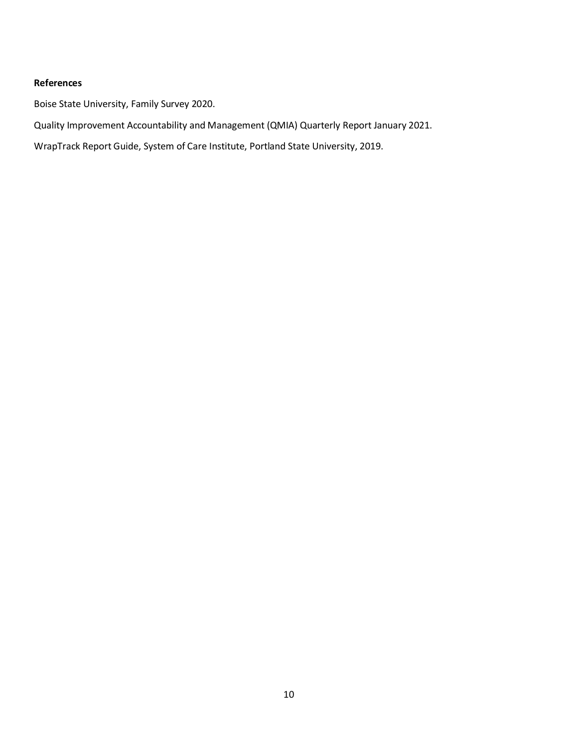**References**

Boise State University, Family Survey 2020.

Quality Improvement Accountability and Management (QMIA) Quarterly Report January 2021.

WrapTrack Report Guide, System of Care Institute, Portland State University, 2019.